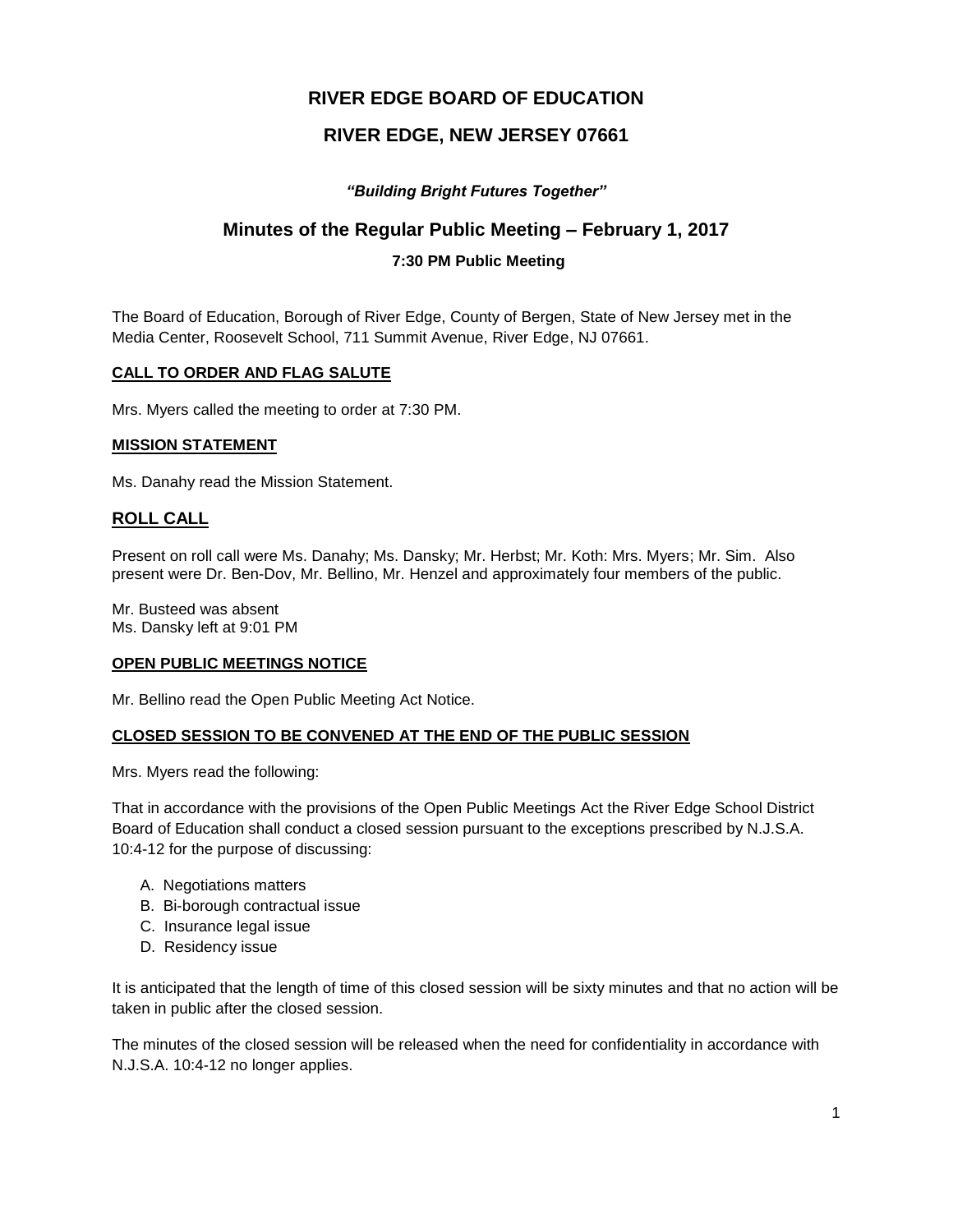# RIVER EDGE BOARD OF EDUCATION

## RIVER EDGE, NEW JERSEY 07661

***"Building Bright Futures Together"***

## Minutes of the Regular Public Meeting – February 1, 2017

**7:30 PM Public Meeting**

The Board of Education, Borough of River Edge, County of Bergen, State of New Jersey met in the Media Center, Roosevelt School, 711 Summit Avenue, River Edge, NJ 07661.

### CALL TO ORDER AND FLAG SALUTE

Mrs. Myers called the meeting to order at 7:30 PM.

### MISSION STATEMENT

Ms. Danahy read the Mission Statement.

## ROLL CALL

Present on roll call were Ms. Danahy; Ms. Dansky; Mr. Herbst; Mr. Koth: Mrs. Myers; Mr. Sim. Also present were Dr. Ben-Dov, Mr. Bellino, Mr. Henzel and approximately four members of the public.

Mr. Busteed was absent
Ms. Dansky left at 9:01 PM

### OPEN PUBLIC MEETINGS NOTICE

Mr. Bellino read the Open Public Meeting Act Notice.

### CLOSED SESSION TO BE CONVENED AT THE END OF THE PUBLIC SESSION

Mrs. Myers read the following:

That in accordance with the provisions of the Open Public Meetings Act the River Edge School District Board of Education shall conduct a closed session pursuant to the exceptions prescribed by N.J.S.A. 10:4-12 for the purpose of discussing:

A. Negotiations matters
B. Bi-borough contractual issue
C. Insurance legal issue
D. Residency issue

It is anticipated that the length of time of this closed session will be sixty minutes and that no action will be taken in public after the closed session.

The minutes of the closed session will be released when the need for confidentiality in accordance with N.J.S.A. 10:4-12 no longer applies.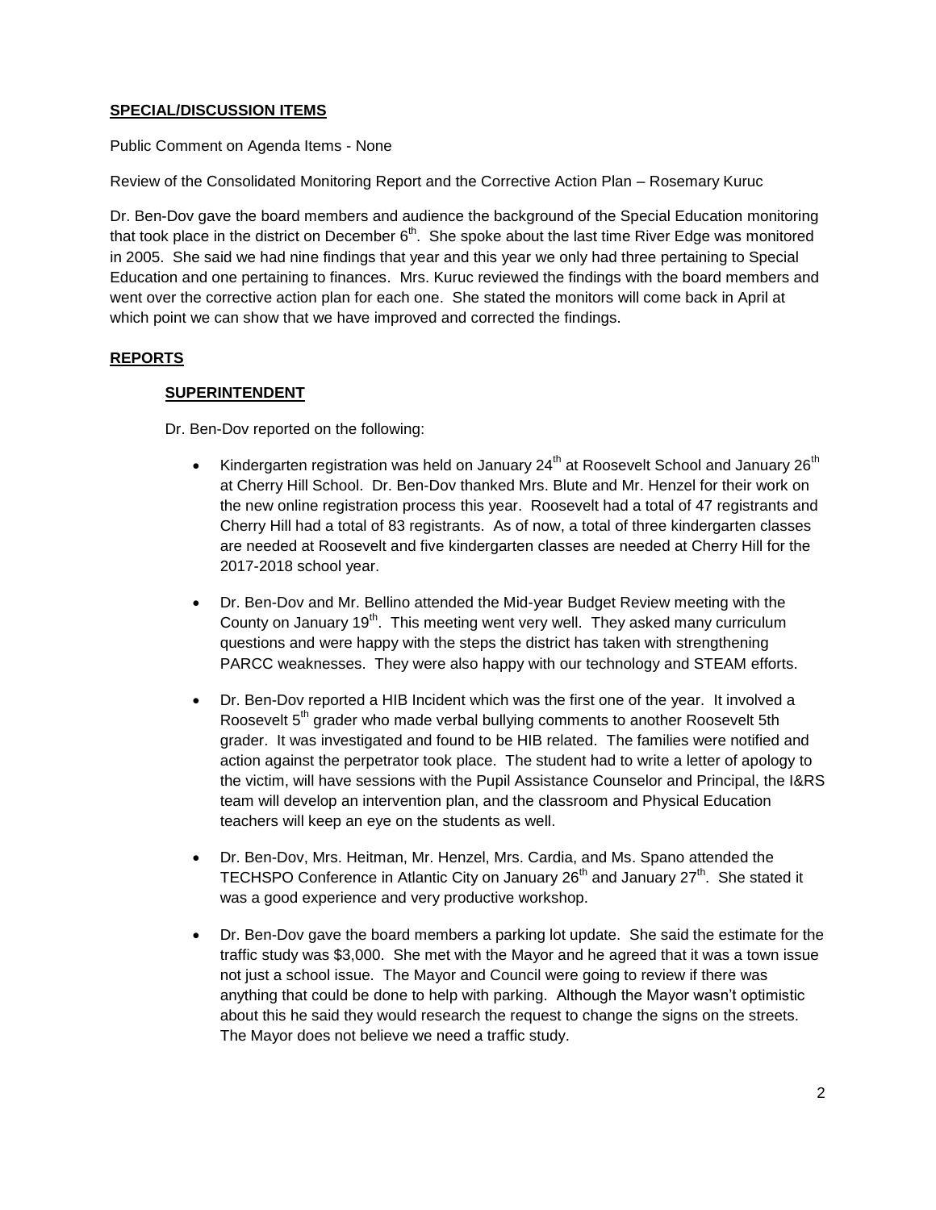**SPECIAL/DISCUSSION ITEMS**

Public Comment on Agenda Items - None

Review of the Consolidated Monitoring Report and the Corrective Action Plan – Rosemary Kuruc

Dr. Ben-Dov gave the board members and audience the background of the Special Education monitoring that took place in the district on December 6th. She spoke about the last time River Edge was monitored in 2005. She said we had nine findings that year and this year we only had three pertaining to Special Education and one pertaining to finances. Mrs. Kuruc reviewed the findings with the board members and went over the corrective action plan for each one. She stated the monitors will come back in April at which point we can show that we have improved and corrected the findings.

**REPORTS**

**SUPERINTENDENT**

Dr. Ben-Dov reported on the following:

- Kindergarten registration was held on January 24th at Roosevelt School and January 26th at Cherry Hill School. Dr. Ben-Dov thanked Mrs. Blute and Mr. Henzel for their work on the new online registration process this year. Roosevelt had a total of 47 registrants and Cherry Hill had a total of 83 registrants. As of now, a total of three kindergarten classes are needed at Roosevelt and five kindergarten classes are needed at Cherry Hill for the 2017-2018 school year.

- Dr. Ben-Dov and Mr. Bellino attended the Mid-year Budget Review meeting with the County on January 19th. This meeting went very well. They asked many curriculum questions and were happy with the steps the district has taken with strengthening PARCC weaknesses. They were also happy with our technology and STEAM efforts.

- Dr. Ben-Dov reported a HIB Incident which was the first one of the year. It involved a Roosevelt 5th grader who made verbal bullying comments to another Roosevelt 5th grader. It was investigated and found to be HIB related. The families were notified and action against the perpetrator took place. The student had to write a letter of apology to the victim, will have sessions with the Pupil Assistance Counselor and Principal, the I&RS team will develop an intervention plan, and the classroom and Physical Education teachers will keep an eye on the students as well.

- Dr. Ben-Dov, Mrs. Heitman, Mr. Henzel, Mrs. Cardia, and Ms. Spano attended the TECHSPO Conference in Atlantic City on January 26th and January 27th. She stated it was a good experience and very productive workshop.

- Dr. Ben-Dov gave the board members a parking lot update. She said the estimate for the traffic study was $3,000. She met with the Mayor and he agreed that it was a town issue not just a school issue. The Mayor and Council were going to review if there was anything that could be done to help with parking. Although the Mayor wasn't optimistic about this he said they would research the request to change the signs on the streets. The Mayor does not believe we need a traffic study.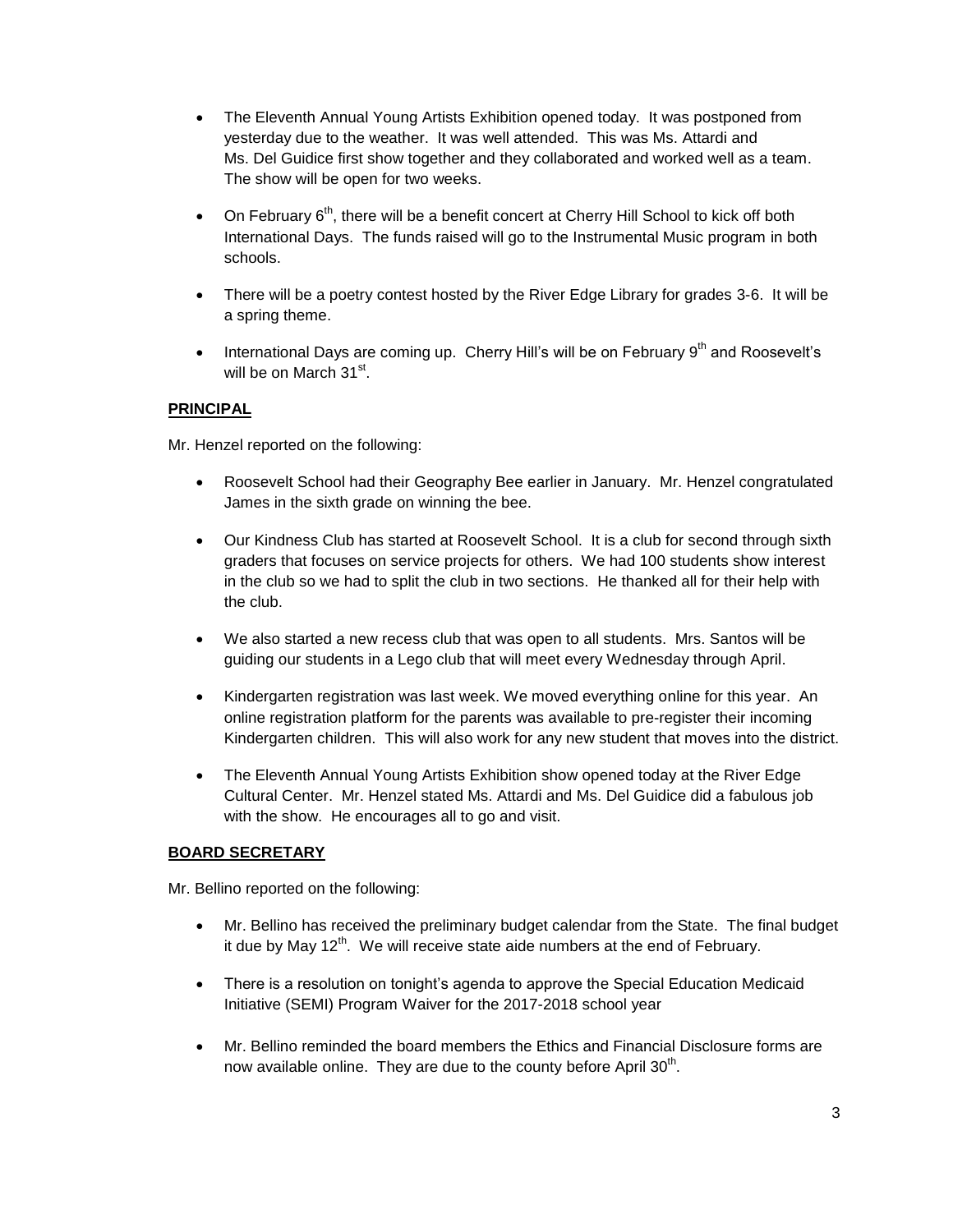- The Eleventh Annual Young Artists Exhibition opened today. It was postponed from yesterday due to the weather. It was well attended. This was Ms. Attardi and Ms. Del Guidice first show together and they collaborated and worked well as a team. The show will be open for two weeks.
- On February 6th, there will be a benefit concert at Cherry Hill School to kick off both International Days. The funds raised will go to the Instrumental Music program in both schools.
- There will be a poetry contest hosted by the River Edge Library for grades 3-6. It will be a spring theme.
- International Days are coming up. Cherry Hill's will be on February 9th and Roosevelt's will be on March 31st.

**PRINCIPAL**

Mr. Henzel reported on the following:

- Roosevelt School had their Geography Bee earlier in January. Mr. Henzel congratulated James in the sixth grade on winning the bee.
- Our Kindness Club has started at Roosevelt School. It is a club for second through sixth graders that focuses on service projects for others. We had 100 students show interest in the club so we had to split the club in two sections. He thanked all for their help with the club.
- We also started a new recess club that was open to all students. Mrs. Santos will be guiding our students in a Lego club that will meet every Wednesday through April.
- Kindergarten registration was last week. We moved everything online for this year. An online registration platform for the parents was available to pre-register their incoming Kindergarten children. This will also work for any new student that moves into the district.
- The Eleventh Annual Young Artists Exhibition show opened today at the River Edge Cultural Center. Mr. Henzel stated Ms. Attardi and Ms. Del Guidice did a fabulous job with the show. He encourages all to go and visit.

**BOARD SECRETARY**

Mr. Bellino reported on the following:

- Mr. Bellino has received the preliminary budget calendar from the State. The final budget it due by May 12th. We will receive state aide numbers at the end of February.
- There is a resolution on tonight's agenda to approve the Special Education Medicaid Initiative (SEMI) Program Waiver for the 2017-2018 school year
- Mr. Bellino reminded the board members the Ethics and Financial Disclosure forms are now available online. They are due to the county before April 30th.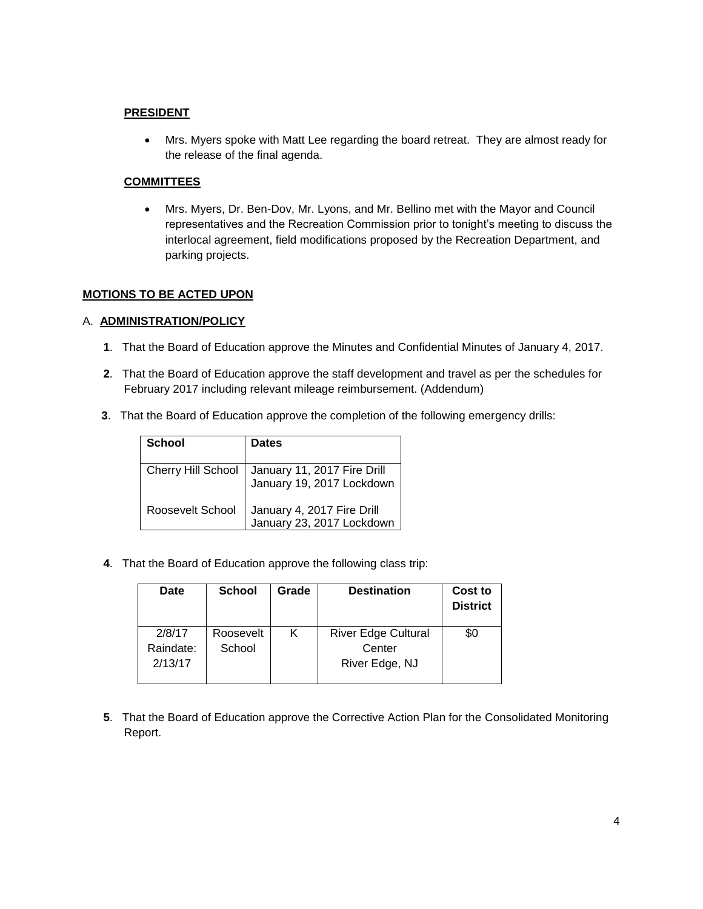**PRESIDENT**

- Mrs. Myers spoke with Matt Lee regarding the board retreat. They are almost ready for the release of the final agenda.

**COMMITTEES**

- Mrs. Myers, Dr. Ben-Dov, Mr. Lyons, and Mr. Bellino met with the Mayor and Council representatives and the Recreation Commission prior to tonight's meeting to discuss the interlocal agreement, field modifications proposed by the Recreation Department, and parking projects.

**MOTIONS TO BE ACTED UPON**

A. **ADMINISTRATION/POLICY**

**1**. That the Board of Education approve the Minutes and Confidential Minutes of January 4, 2017.

**2**. That the Board of Education approve the staff development and travel as per the schedules for February 2017 including relevant mileage reimbursement. (Addendum)

**3**. That the Board of Education approve the completion of the following emergency drills:

| School | Dates |
| --- | --- |
| Cherry Hill School | January 11, 2017 Fire Drill<br>January 19, 2017 Lockdown |
| Roosevelt School | January 4, 2017 Fire Drill<br>January 23, 2017 Lockdown |

**4**. That the Board of Education approve the following class trip:

| Date | School | Grade | Destination | Cost to District |
| --- | --- | --- | --- | --- |
| 2/8/17<br>Raindate:<br>2/13/17 | Roosevelt School | K | River Edge Cultural Center<br>River Edge, NJ | $0 |

**5**. That the Board of Education approve the Corrective Action Plan for the Consolidated Monitoring Report.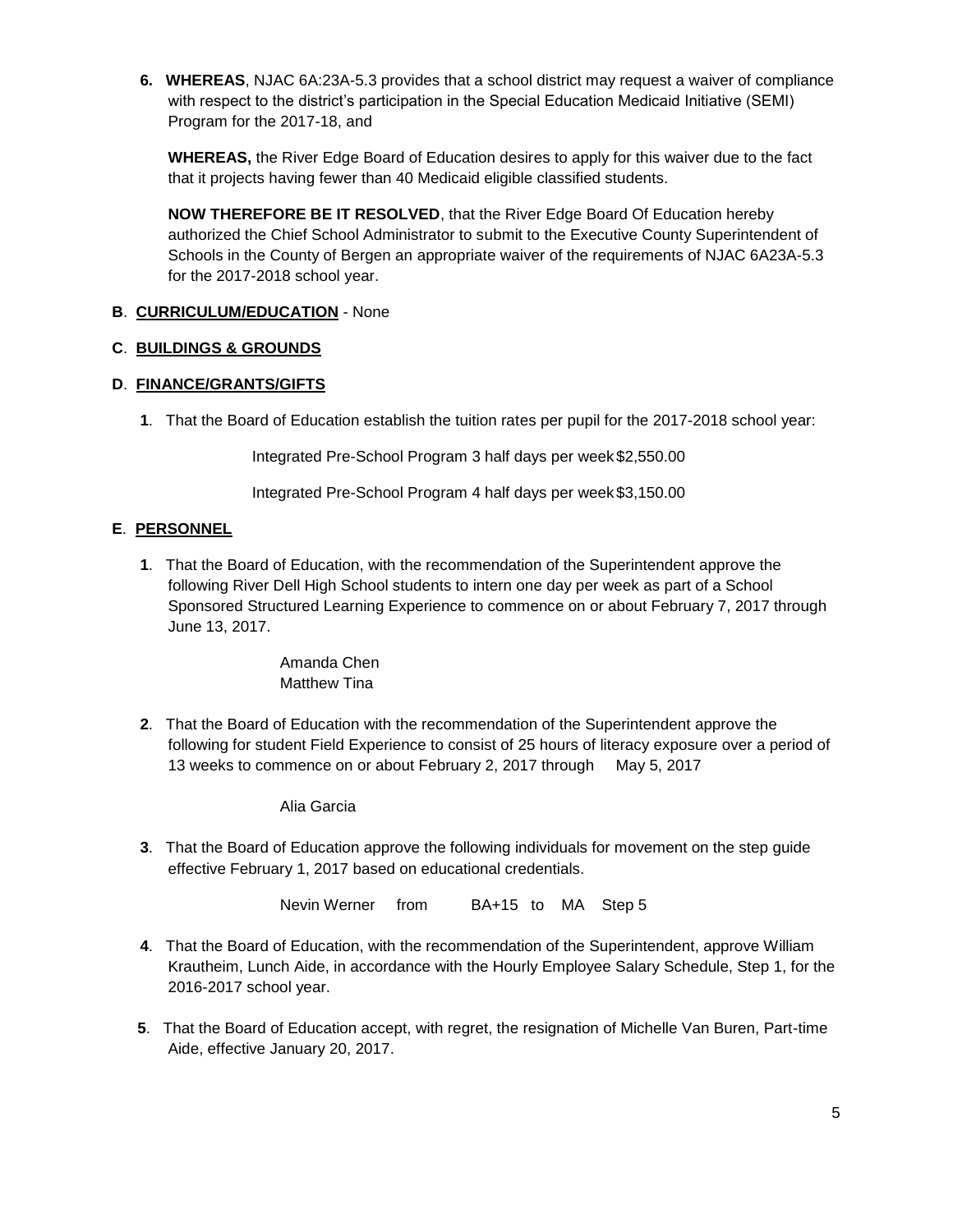**6. WHEREAS**, NJAC 6A:23A-5.3 provides that a school district may request a waiver of compliance with respect to the district's participation in the Special Education Medicaid Initiative (SEMI) Program for the 2017-18, and

**WHEREAS,** the River Edge Board of Education desires to apply for this waiver due to the fact that it projects having fewer than 40 Medicaid eligible classified students.

**NOW THEREFORE BE IT RESOLVED**, that the River Edge Board Of Education hereby authorized the Chief School Administrator to submit to the Executive County Superintendent of Schools in the County of Bergen an appropriate waiver of the requirements of NJAC 6A23A-5.3 for the 2017-2018 school year.

**B**. **CURRICULUM/EDUCATION** - None

**C**. **BUILDINGS & GROUNDS**

**D**. **FINANCE/GRANTS/GIFTS**

**1**. That the Board of Education establish the tuition rates per pupil for the 2017-2018 school year:

Integrated Pre-School Program 3 half days per week $2,550.00

Integrated Pre-School Program 4 half days per week $3,150.00

**E**. **PERSONNEL**

**1**. That the Board of Education, with the recommendation of the Superintendent approve the following River Dell High School students to intern one day per week as part of a School Sponsored Structured Learning Experience to commence on or about February 7, 2017 through June 13, 2017.

Amanda Chen
Matthew Tina

**2**. That the Board of Education with the recommendation of the Superintendent approve the following for student Field Experience to consist of 25 hours of literacy exposure over a period of 13 weeks to commence on or about February 2, 2017 through May 5, 2017

Alia Garcia

**3**. That the Board of Education approve the following individuals for movement on the step guide effective February 1, 2017 based on educational credentials.

Nevin Werner from BA+15 to MA Step 5

**4**. That the Board of Education, with the recommendation of the Superintendent, approve William Krautheim, Lunch Aide, in accordance with the Hourly Employee Salary Schedule, Step 1, for the 2016-2017 school year.

**5**. That the Board of Education accept, with regret, the resignation of Michelle Van Buren, Part-time Aide, effective January 20, 2017.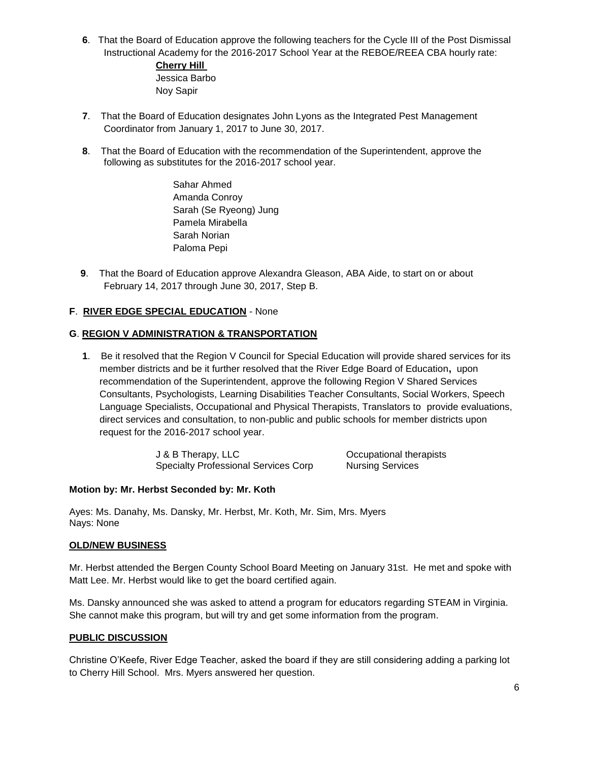**6**. That the Board of Education approve the following teachers for the Cycle III of the Post Dismissal Instructional Academy for the 2016-2017 School Year at the REBOE/REEA CBA hourly rate:

**Cherry Hill**
Jessica Barbo
Noy Sapir

**7**. That the Board of Education designates John Lyons as the Integrated Pest Management Coordinator from January 1, 2017 to June 30, 2017.

**8**. That the Board of Education with the recommendation of the Superintendent, approve the following as substitutes for the 2016-2017 school year.

Sahar Ahmed
Amanda Conroy
Sarah (Se Ryeong) Jung
Pamela Mirabella
Sarah Norian
Paloma Pepi

**9**. That the Board of Education approve Alexandra Gleason, ABA Aide, to start on or about February 14, 2017 through June 30, 2017, Step B.

**F**. **RIVER EDGE SPECIAL EDUCATION** - None

**G**. **REGION V ADMINISTRATION & TRANSPORTATION**

**1**. Be it resolved that the Region V Council for Special Education will provide shared services for its member districts and be it further resolved that the River Edge Board of Education**,** upon recommendation of the Superintendent, approve the following Region V Shared Services Consultants, Psychologists, Learning Disabilities Teacher Consultants, Social Workers, Speech Language Specialists, Occupational and Physical Therapists, Translators to provide evaluations, direct services and consultation, to non-public and public schools for member districts upon request for the 2016-2017 school year.

| | |
|---|---|
| J & B Therapy, LLC | Occupational therapists |
| Specialty Professional Services Corp | Nursing Services |

**Motion by: Mr. Herbst Seconded by: Mr. Koth**

Ayes: Ms. Danahy, Ms. Dansky, Mr. Herbst, Mr. Koth, Mr. Sim, Mrs. Myers
Nays: None

**OLD/NEW BUSINESS**

Mr. Herbst attended the Bergen County School Board Meeting on January 31st. He met and spoke with Matt Lee. Mr. Herbst would like to get the board certified again.

Ms. Dansky announced she was asked to attend a program for educators regarding STEAM in Virginia. She cannot make this program, but will try and get some information from the program.

**PUBLIC DISCUSSION**

Christine O'Keefe, River Edge Teacher, asked the board if they are still considering adding a parking lot to Cherry Hill School. Mrs. Myers answered her question.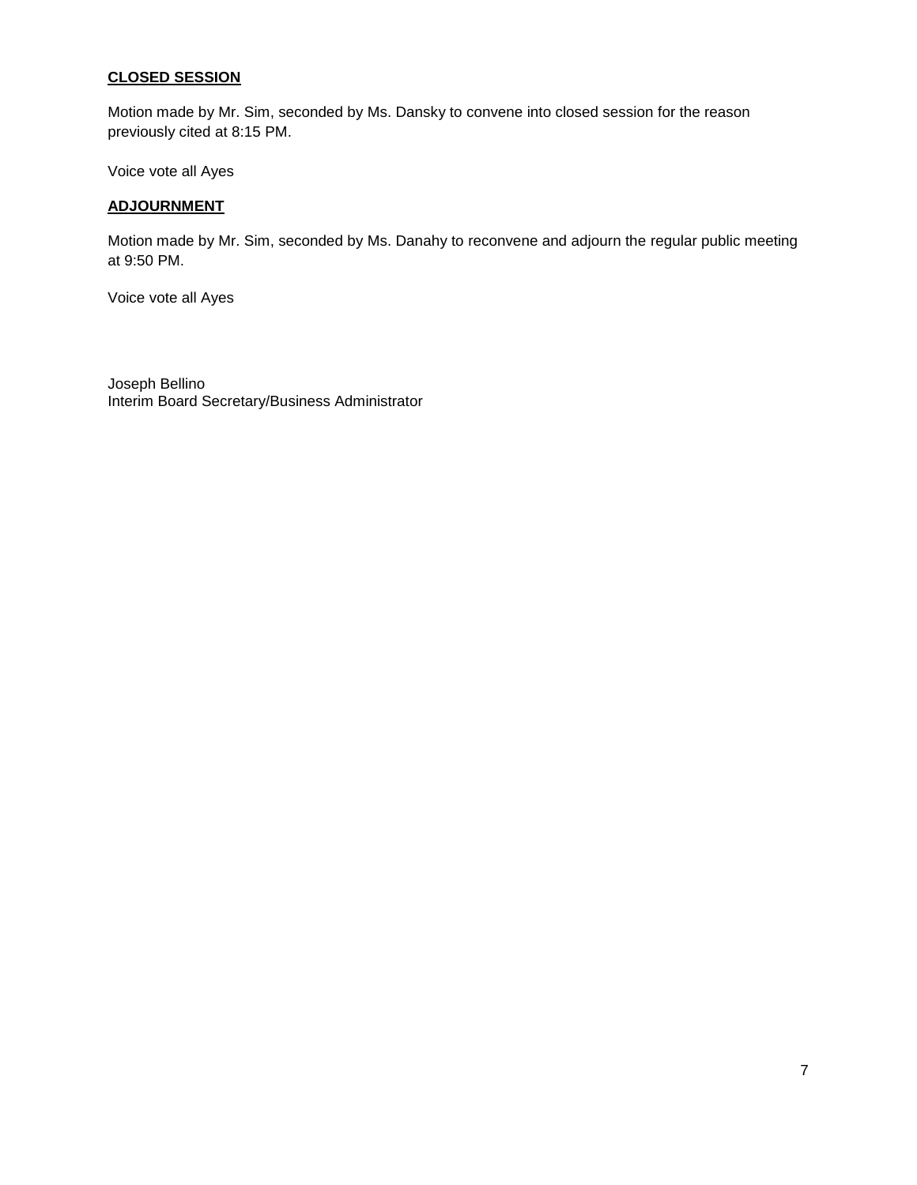**CLOSED SESSION**

Motion made by Mr. Sim, seconded by Ms. Dansky to convene into closed session for the reason previously cited at 8:15 PM.

Voice vote all Ayes

**ADJOURNMENT**

Motion made by Mr. Sim, seconded by Ms. Danahy to reconvene and adjourn the regular public meeting at 9:50 PM.

Voice vote all Ayes

Joseph Bellino
Interim Board Secretary/Business Administrator